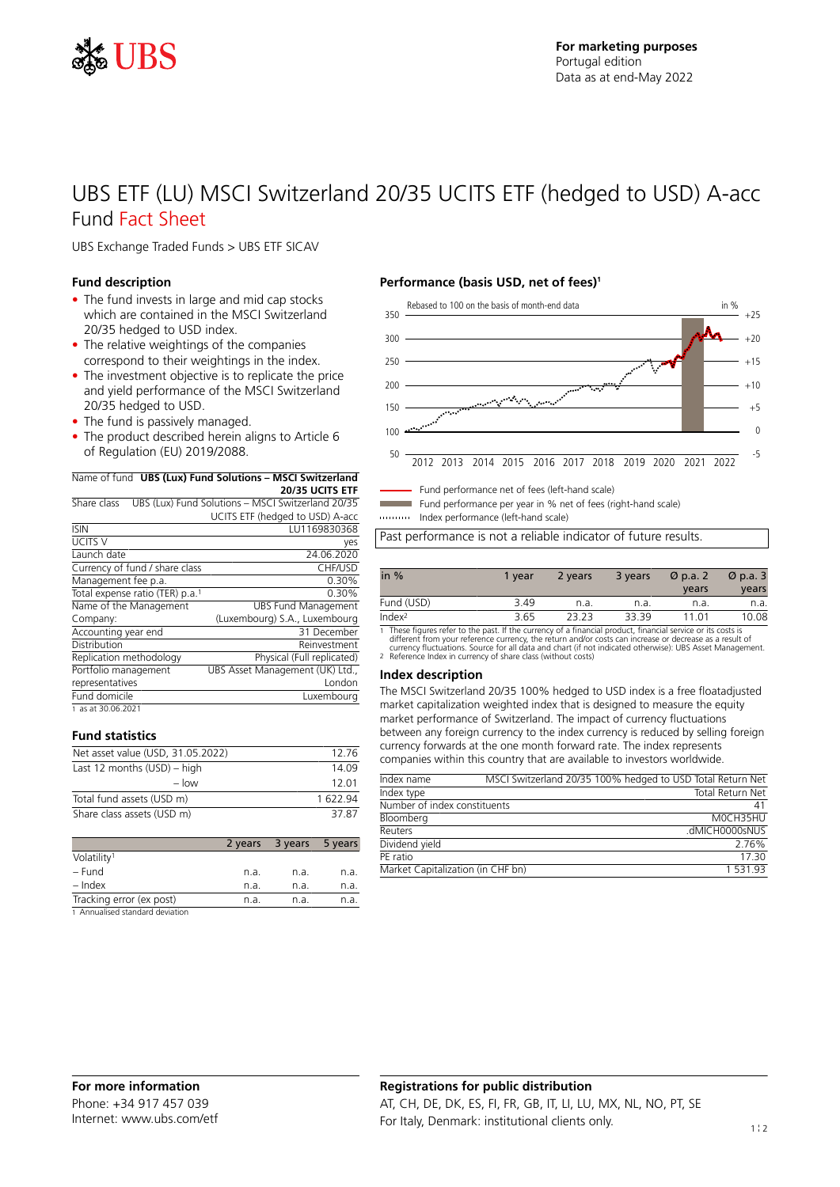For marketing purposes
Portugal edition
Data as at end-May 2022

# UBS ETF (LU) MSCI Switzerland 20/35 UCITS ETF (hedged to USD) A-acc
## Fund Fact Sheet

UBS Exchange Traded Funds > UBS ETF SICAV

### Fund description

- The fund invests in large and mid cap stocks which are contained in the MSCI Switzerland 20/35 hedged to USD index.
- The relative weightings of the companies correspond to their weightings in the index.
- The investment objective is to replicate the price and yield performance of the MSCI Switzerland 20/35 hedged to USD.
- The fund is passively managed.
- The product described herein aligns to Article 6 of Regulation (EU) 2019/2088.

| Name of fund | **UBS (Lux) Fund Solutions – MSCI Switzerland 20/35 UCITS ETF** |
|---|---|
| Share class | UBS (Lux) Fund Solutions – MSCI Switzerland 20/35 UCITS ETF (hedged to USD) A-acc |
| ISIN | LU1169830368 |
| UCITS V | yes |
| Launch date | 24.06.2020 |
| Currency of fund / share class | CHF/USD |
| Management fee p.a. | 0.30% |
| Total expense ratio (TER) p.a.[1] | 0.30% |
| Name of the Management Company: | UBS Fund Management (Luxembourg) S.A., Luxembourg |
| Accounting year end | 31 December |
| Distribution | Reinvestment |
| Replication methodology | Physical (Full replicated) |
| Portfolio management representatives | UBS Asset Management (UK) Ltd., London |
| Fund domicile | Luxembourg |

1 as at 30.06.2021

### Fund statistics

| | |
|---|---|
| Net asset value (USD, 31.05.2022) | 12.76 |
| Last 12 months (USD) – high | 14.09 |
| – low | 12.01 |
| Total fund assets (USD m) | 1 622.94 |
| Share class assets (USD m) | 37.87 |

| | 2 years | 3 years | 5 years |
|---|---|---|---|
| Volatility[1] | | | |
| – Fund | n.a. | n.a. | n.a. |
| – Index | n.a. | n.a. | n.a. |
| Tracking error (ex post) | n.a. | n.a. | n.a. |

1 Annualised standard deviation

### Performance (basis USD, net of fees)[1]

Rebased to 100 on the basis of month-end data

Fund performance net of fees (left-hand scale)
Fund performance per year in % net of fees (right-hand scale)
Index performance (left-hand scale)

Past performance is not a reliable indicator of future results.

| in % | 1 year | 2 years | 3 years | Ø p.a. 2 years | Ø p.a. 3 years |
|---|---|---|---|---|---|
| Fund (USD) | 3.49 | n.a. | n.a. | n.a. | n.a. |
| Index[2] | 3.65 | 23.23 | 33.39 | 11.01 | 10.08 |

1 These figures refer to the past. If the currency of a financial product, financial service or its costs is different from your reference currency, the return and/or costs can increase or decrease as a result of currency fluctuations. Source for all data and chart (if not indicated otherwise): UBS Asset Management.
2 Reference Index in currency of share class (without costs)

### Index description

The MSCI Switzerland 20/35 100% hedged to USD index is a free floatadjusted market capitalization weighted index that is designed to measure the equity market performance of Switzerland. The impact of currency fluctuations between any foreign currency to the index currency is reduced by selling foreign currency forwards at the one month forward rate. The index represents companies within this country that are available to investors worldwide.

| | |
|---|---|
| Index name | MSCI Switzerland 20/35 100% hedged to USD Total Return Net |
| Index type | Total Return Net |
| Number of index constituents | 41 |
| Bloomberg | M0CH35HU |
| Reuters | .dMICH0000sNUS |
| Dividend yield | 2.76% |
| PE ratio | 17.30 |
| Market Capitalization (in CHF bn) | 1 531.93 |

### For more information

Phone: +34 917 457 039
Internet: www.ubs.com/etf

### Registrations for public distribution

AT, CH, DE, DK, ES, FI, FR, GB, IT, LI, LU, MX, NL, NO, PT, SE
For Italy, Denmark: institutional clients only.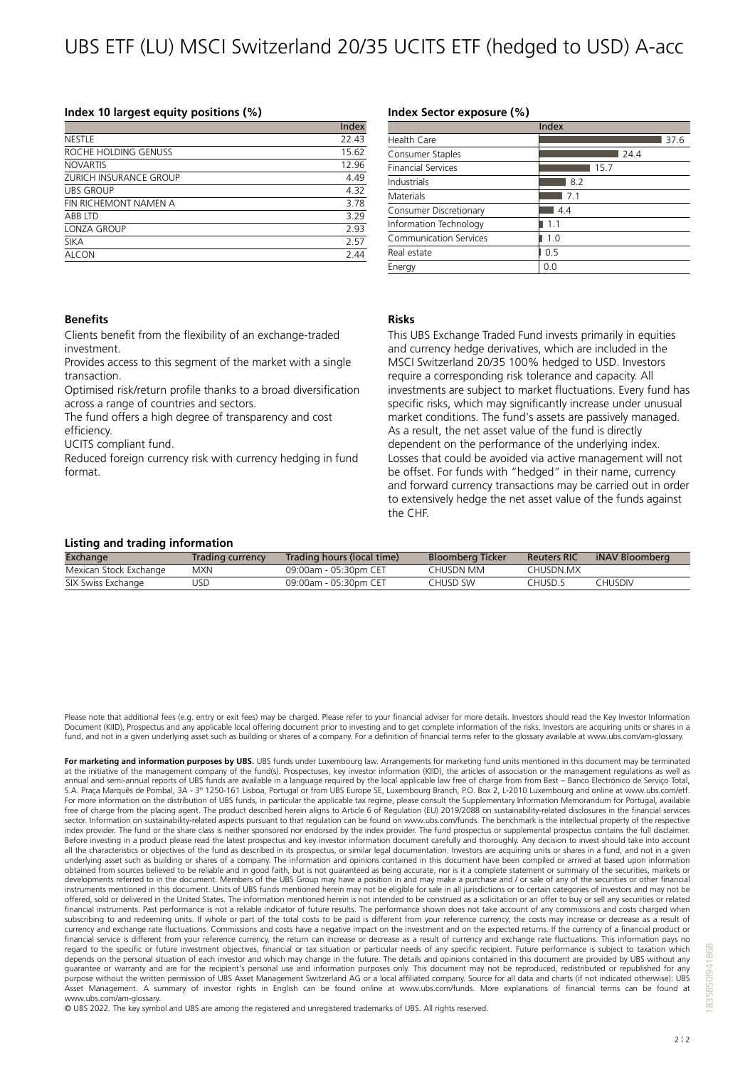# UBS ETF (LU) MSCI Switzerland 20/35 UCITS ETF (hedged to USD) A-acc

### Index 10 largest equity positions (%)

| | Index |
|---|---|
| NESTLE | 22.43 |
| ROCHE HOLDING GENUSS | 15.62 |
| NOVARTIS | 12.96 |
| ZURICH INSURANCE GROUP | 4.49 |
| UBS GROUP | 4.32 |
| FIN RICHEMONT NAMEN A | 3.78 |
| ABB LTD | 3.29 |
| LONZA GROUP | 2.93 |
| SIKA | 2.57 |
| ALCON | 2.44 |

### Index Sector exposure (%)

Index

Health Care 37.6

Consumer Staples 24.4

Financial Services 15.7

Industrials 8.2

Materials 7.1

Consumer Discretionary 4.4

Information Technology 1.1

Communication Services 1.0

Real estate 0.5

Energy 0.0

### Benefits

Clients benefit from the flexibility of an exchange-traded investment.

Provides access to this segment of the market with a single transaction.

Optimised risk/return profile thanks to a broad diversification across a range of countries and sectors.

The fund offers a high degree of transparency and cost efficiency.

UCITS compliant fund.

Reduced foreign currency risk with currency hedging in fund format.

### Risks

This UBS Exchange Traded Fund invests primarily in equities and currency hedge derivatives, which are included in the MSCI Switzerland 20/35 100% hedged to USD. Investors require a corresponding risk tolerance and capacity. All investments are subject to market fluctuations. Every fund has specific risks, which may significantly increase under unusual market conditions. The fund's assets are passively managed. As a result, the net asset value of the fund is directly dependent on the performance of the underlying index. Losses that could be avoided via active management will not be offset. For funds with "hedged" in their name, currency and forward currency transactions may be carried out in order to extensively hedge the net asset value of the funds against the CHF.

### Listing and trading information

| Exchange | Trading currency | Trading hours (local time) | Bloomberg Ticker | Reuters RIC | iNAV Bloomberg |
|---|---|---|---|---|---|
| Mexican Stock Exchange | MXN | 09:00am - 05:30pm CET | CHUSDN MM | CHUSDN.MX | |
| SIX Swiss Exchange | USD | 09:00am - 05:30pm CET | CHUSD SW | CHUSD.S | CHUSDIV |

Please note that additional fees (e.g. entry or exit fees) may be charged. Please refer to your financial adviser for more details. Investors should read the Key Investor Information Document (KIID), Prospectus and any applicable local offering document prior to investing and to get complete information of the risks. Investors are acquiring units or shares in a fund, and not in a given underlying asset such as building or shares of a company. For a definition of financial terms refer to the glossary available at www.ubs.com/am-glossary.

**For marketing and information purposes by UBS.** UBS funds under Luxembourg law. Arrangements for marketing fund units mentioned in this document may be terminated at the initiative of the management company of the fund(s). Prospectuses, key investor information (KIID), the articles of association or the management regulations as well as annual and semi-annual reports of UBS funds are available in a language required by the local applicable law free of charge from from Best – Banco Electrónico de Serviço Total, S.A. Praça Marquês de Pombal, 3A - 3º 1250-161 Lisboa, Portugal or from UBS Europe SE, Luxembourg Branch, P.O. Box 2, L-2010 Luxembourg and online at www.ubs.com/etf. For more information on the distribution of UBS funds, in particular the applicable tax regime, please consult the Supplementary Information Memorandum for Portugal, available free of charge from the placing agent. The product described herein aligns to Article 6 of Regulation (EU) 2019/2088 on sustainability-related disclosures in the financial services sector. Information on sustainability-related aspects pursuant to that regulation can be found on www.ubs.com/funds. The benchmark is the intellectual property of the respective index provider. The fund or the share class is neither sponsored nor endorsed by the index provider. The fund prospectus or supplemental prospectus contains the full disclaimer. Before investing in a product please read the latest prospectus and key investor information document carefully and thoroughly. Any decision to invest should take into account all the characteristics or objectives of the fund as described in its prospectus, or similar legal documentation. Investors are acquiring units or shares in a fund, and not in a given underlying asset such as building or shares of a company. The information and opinions contained in this document have been compiled or arrived at based upon information obtained from sources believed to be reliable and in good faith, but is not guaranteed as being accurate, nor is it a complete statement or summary of the securities, markets or developments referred to in the document. Members of the UBS Group may have a position in and may make a purchase and / or sale of any of the securities or other financial instruments mentioned in this document. Units of UBS funds mentioned herein may not be eligible for sale in all jurisdictions or to certain categories of investors and may not be offered, sold or delivered in the United States. The information mentioned herein is not intended to be construed as a solicitation or an offer to buy or sell any securities or related financial instruments. Past performance is not a reliable indicator of future results. The performance shown does not take account of any commissions and costs charged when subscribing to and redeeming units. If whole or part of the total costs to be paid is different from your reference currency, the costs may increase or decrease as a result of currency and exchange rate fluctuations. Commissions and costs have a negative impact on the investment and on the expected returns. If the currency of a financial product or financial service is different from your reference currency, the return can increase or decrease as a result of currency and exchange rate fluctuations. This information pays no regard to the specific or future investment objectives, financial or tax situation or particular needs of any specific recipient. Future performance is subject to taxation which depends on the personal situation of each investor and which may change in the future. The details and opinions contained in this document are provided by UBS without any guarantee or warranty and are for the recipient's personal use and information purposes only. This document may not be reproduced, redistributed or republished for any purpose without the written permission of UBS Asset Management Switzerland AG or a local affiliated company. Source for all data and charts (if not indicated otherwise): UBS Asset Management. A summary of investor rights in English can be found online at www.ubs.com/funds. More explanations of financial terms can be found at www.ubs.com/am-glossary.

© UBS 2022. The key symbol and UBS are among the registered and unregistered trademarks of UBS. All rights reserved.